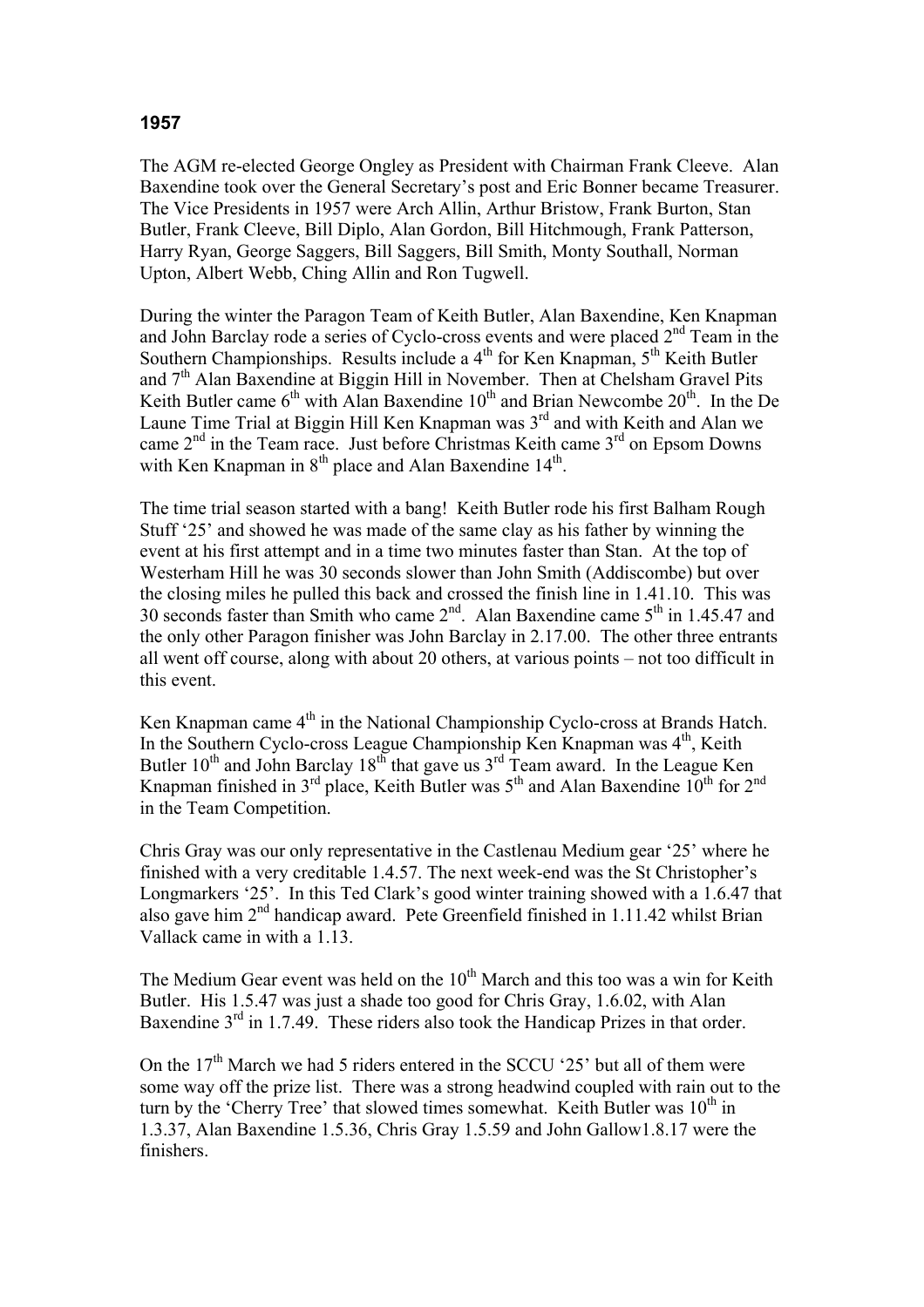## 1957

The AGM re-elected George Ongley as President with Chairman Frank Cleeve. Alan Baxendine took over the General Secretary's post and Eric Bonner became Treasurer. The Vice Presidents in 1957 were Arch Allin, Arthur Bristow, Frank Burton, Stan Butler, Frank Cleeve, Bill Diplo, Alan Gordon, Bill Hitchmough, Frank Patterson, Harry Ryan, George Saggers, Bill Saggers, Bill Smith, Monty Southall, Norman Upton, Albert Webb, Ching Allin and Ron Tugwell.

During the winter the Paragon Team of Keith Butler, Alan Baxendine, Ken Knapman and John Barclay rode a series of Cyclo-cross events and were placed 2nd Team in the Southern Championships. Results include a 4th for Ken Knapman, 5th Keith Butler and 7th Alan Baxendine at Biggin Hill in November. Then at Chelsham Gravel Pits Keith Butler came 6th with Alan Baxendine 10th and Brian Newcombe 20th. In the De Laune Time Trial at Biggin Hill Ken Knapman was 3rd and with Keith and Alan we came 2nd in the Team race. Just before Christmas Keith came 3rd on Epsom Downs with Ken Knapman in 8th place and Alan Baxendine 14th.

The time trial season started with a bang! Keith Butler rode his first Balham Rough Stuff '25' and showed he was made of the same clay as his father by winning the event at his first attempt and in a time two minutes faster than Stan. At the top of Westerham Hill he was 30 seconds slower than John Smith (Addiscombe) but over the closing miles he pulled this back and crossed the finish line in 1.41.10. This was 30 seconds faster than Smith who came 2nd. Alan Baxendine came 5th in 1.45.47 and the only other Paragon finisher was John Barclay in 2.17.00. The other three entrants all went off course, along with about 20 others, at various points – not too difficult in this event.

Ken Knapman came 4th in the National Championship Cyclo-cross at Brands Hatch. In the Southern Cyclo-cross League Championship Ken Knapman was 4th, Keith Butler 10th and John Barclay 18th that gave us 3rd Team award. In the League Ken Knapman finished in 3rd place, Keith Butler was 5th and Alan Baxendine 10th for 2nd in the Team Competition.

Chris Gray was our only representative in the Castlenau Medium gear '25' where he finished with a very creditable 1.4.57. The next week-end was the St Christopher's Longmarkers '25'. In this Ted Clark's good winter training showed with a 1.6.47 that also gave him 2nd handicap award. Pete Greenfield finished in 1.11.42 whilst Brian Vallack came in with a 1.13.

The Medium Gear event was held on the 10th March and this too was a win for Keith Butler. His 1.5.47 was just a shade too good for Chris Gray, 1.6.02, with Alan Baxendine 3rd in 1.7.49. These riders also took the Handicap Prizes in that order.

On the 17th March we had 5 riders entered in the SCCU '25' but all of them were some way off the prize list. There was a strong headwind coupled with rain out to the turn by the 'Cherry Tree' that slowed times somewhat. Keith Butler was 10th in 1.3.37, Alan Baxendine 1.5.36, Chris Gray 1.5.59 and John Gallow1.8.17 were the finishers.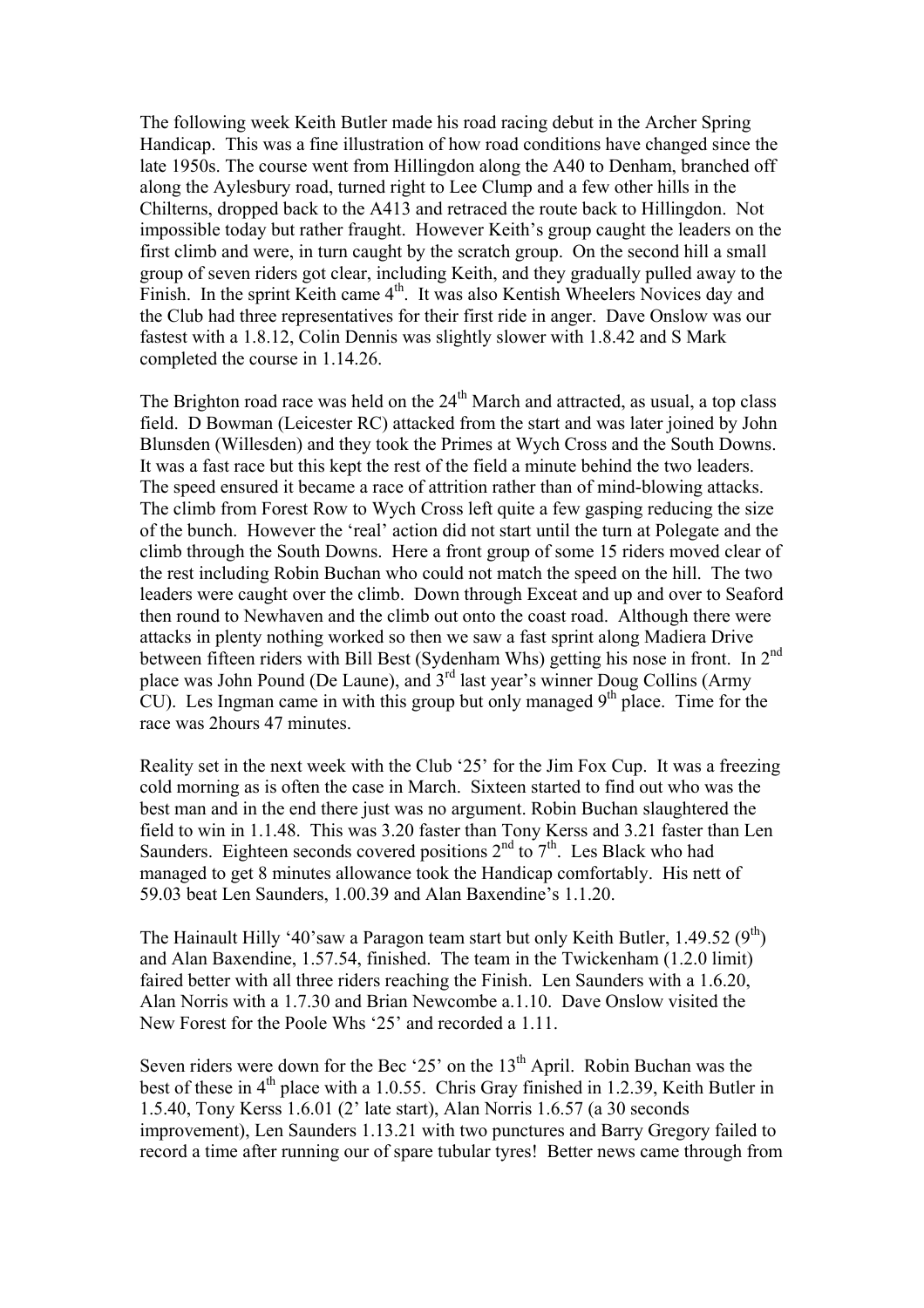The following week Keith Butler made his road racing debut in the Archer Spring Handicap. This was a fine illustration of how road conditions have changed since the late 1950s. The course went from Hillingdon along the A40 to Denham, branched off along the Aylesbury road, turned right to Lee Clump and a few other hills in the Chilterns, dropped back to the A413 and retraced the route back to Hillingdon. Not impossible today but rather fraught. However Keith's group caught the leaders on the first climb and were, in turn caught by the scratch group. On the second hill a small group of seven riders got clear, including Keith, and they gradually pulled away to the Finish. In the sprint Keith came 4th. It was also Kentish Wheelers Novices day and the Club had three representatives for their first ride in anger. Dave Onslow was our fastest with a 1.8.12, Colin Dennis was slightly slower with 1.8.42 and S Mark completed the course in 1.14.26.

The Brighton road race was held on the 24th March and attracted, as usual, a top class field. D Bowman (Leicester RC) attacked from the start and was later joined by John Blunsden (Willesden) and they took the Primes at Wych Cross and the South Downs. It was a fast race but this kept the rest of the field a minute behind the two leaders. The speed ensured it became a race of attrition rather than of mind-blowing attacks. The climb from Forest Row to Wych Cross left quite a few gasping reducing the size of the bunch. However the 'real' action did not start until the turn at Polegate and the climb through the South Downs. Here a front group of some 15 riders moved clear of the rest including Robin Buchan who could not match the speed on the hill. The two leaders were caught over the climb. Down through Exceat and up and over to Seaford then round to Newhaven and the climb out onto the coast road. Although there were attacks in plenty nothing worked so then we saw a fast sprint along Madiera Drive between fifteen riders with Bill Best (Sydenham Whs) getting his nose in front. In 2nd place was John Pound (De Laune), and 3rd last year's winner Doug Collins (Army CU). Les Ingman came in with this group but only managed 9th place. Time for the race was 2hours 47 minutes.

Reality set in the next week with the Club '25' for the Jim Fox Cup. It was a freezing cold morning as is often the case in March. Sixteen started to find out who was the best man and in the end there just was no argument. Robin Buchan slaughtered the field to win in 1.1.48. This was 3.20 faster than Tony Kerss and 3.21 faster than Len Saunders. Eighteen seconds covered positions 2nd to 7th. Les Black who had managed to get 8 minutes allowance took the Handicap comfortably. His nett of 59.03 beat Len Saunders, 1.00.39 and Alan Baxendine's 1.1.20.

The Hainault Hilly '40'saw a Paragon team start but only Keith Butler, 1.49.52 (9th) and Alan Baxendine, 1.57.54, finished. The team in the Twickenham (1.2.0 limit) faired better with all three riders reaching the Finish. Len Saunders with a 1.6.20, Alan Norris with a 1.7.30 and Brian Newcombe a.1.10. Dave Onslow visited the New Forest for the Poole Whs '25' and recorded a 1.11.

Seven riders were down for the Bec '25' on the 13th April. Robin Buchan was the best of these in 4th place with a 1.0.55. Chris Gray finished in 1.2.39, Keith Butler in 1.5.40, Tony Kerss 1.6.01 (2' late start), Alan Norris 1.6.57 (a 30 seconds improvement), Len Saunders 1.13.21 with two punctures and Barry Gregory failed to record a time after running our of spare tubular tyres! Better news came through from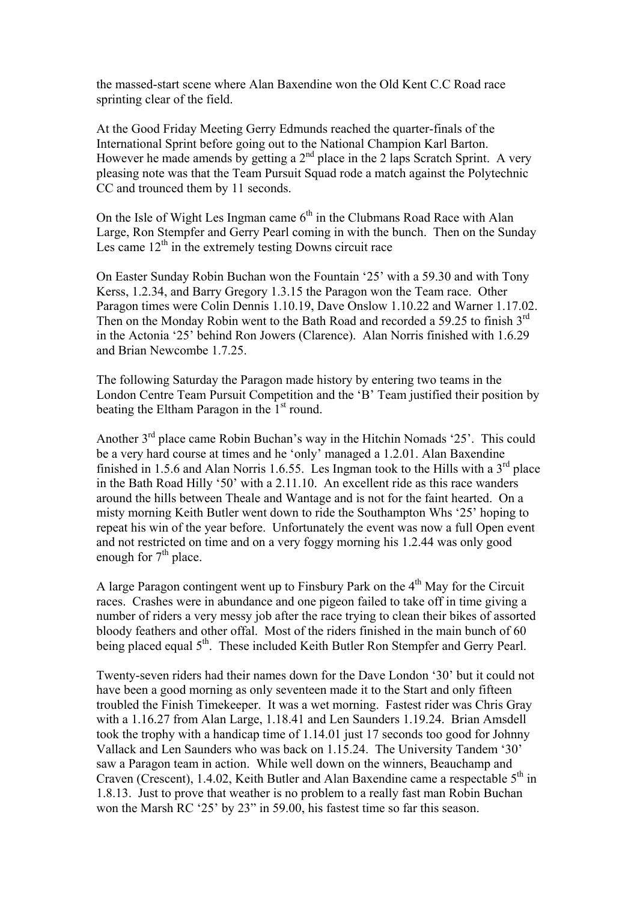the massed-start scene where Alan Baxendine won the Old Kent C.C Road race sprinting clear of the field.

At the Good Friday Meeting Gerry Edmunds reached the quarter-finals of the International Sprint before going out to the National Champion Karl Barton. However he made amends by getting a 2nd place in the 2 laps Scratch Sprint. A very pleasing note was that the Team Pursuit Squad rode a match against the Polytechnic CC and trounced them by 11 seconds.

On the Isle of Wight Les Ingman came 6th in the Clubmans Road Race with Alan Large, Ron Stempfer and Gerry Pearl coming in with the bunch. Then on the Sunday Les came 12th in the extremely testing Downs circuit race

On Easter Sunday Robin Buchan won the Fountain '25' with a 59.30 and with Tony Kerss, 1.2.34, and Barry Gregory 1.3.15 the Paragon won the Team race. Other Paragon times were Colin Dennis 1.10.19, Dave Onslow 1.10.22 and Warner 1.17.02. Then on the Monday Robin went to the Bath Road and recorded a 59.25 to finish 3rd in the Actonia '25' behind Ron Jowers (Clarence). Alan Norris finished with 1.6.29 and Brian Newcombe 1.7.25.

The following Saturday the Paragon made history by entering two teams in the London Centre Team Pursuit Competition and the 'B' Team justified their position by beating the Eltham Paragon in the 1st round.

Another 3rd place came Robin Buchan's way in the Hitchin Nomads '25'. This could be a very hard course at times and he 'only' managed a 1.2.01. Alan Baxendine finished in 1.5.6 and Alan Norris 1.6.55. Les Ingman took to the Hills with a 3rd place in the Bath Road Hilly '50' with a 2.11.10. An excellent ride as this race wanders around the hills between Theale and Wantage and is not for the faint hearted. On a misty morning Keith Butler went down to ride the Southampton Whs '25' hoping to repeat his win of the year before. Unfortunately the event was now a full Open event and not restricted on time and on a very foggy morning his 1.2.44 was only good enough for 7th place.

A large Paragon contingent went up to Finsbury Park on the 4th May for the Circuit races. Crashes were in abundance and one pigeon failed to take off in time giving a number of riders a very messy job after the race trying to clean their bikes of assorted bloody feathers and other offal. Most of the riders finished in the main bunch of 60 being placed equal 5th. These included Keith Butler Ron Stempfer and Gerry Pearl.

Twenty-seven riders had their names down for the Dave London '30' but it could not have been a good morning as only seventeen made it to the Start and only fifteen troubled the Finish Timekeeper. It was a wet morning. Fastest rider was Chris Gray with a 1.16.27 from Alan Large, 1.18.41 and Len Saunders 1.19.24. Brian Amsdell took the trophy with a handicap time of 1.14.01 just 17 seconds too good for Johnny Vallack and Len Saunders who was back on 1.15.24. The University Tandem '30' saw a Paragon team in action. While well down on the winners, Beauchamp and Craven (Crescent), 1.4.02, Keith Butler and Alan Baxendine came a respectable 5th in 1.8.13. Just to prove that weather is no problem to a really fast man Robin Buchan won the Marsh RC '25' by 23" in 59.00, his fastest time so far this season.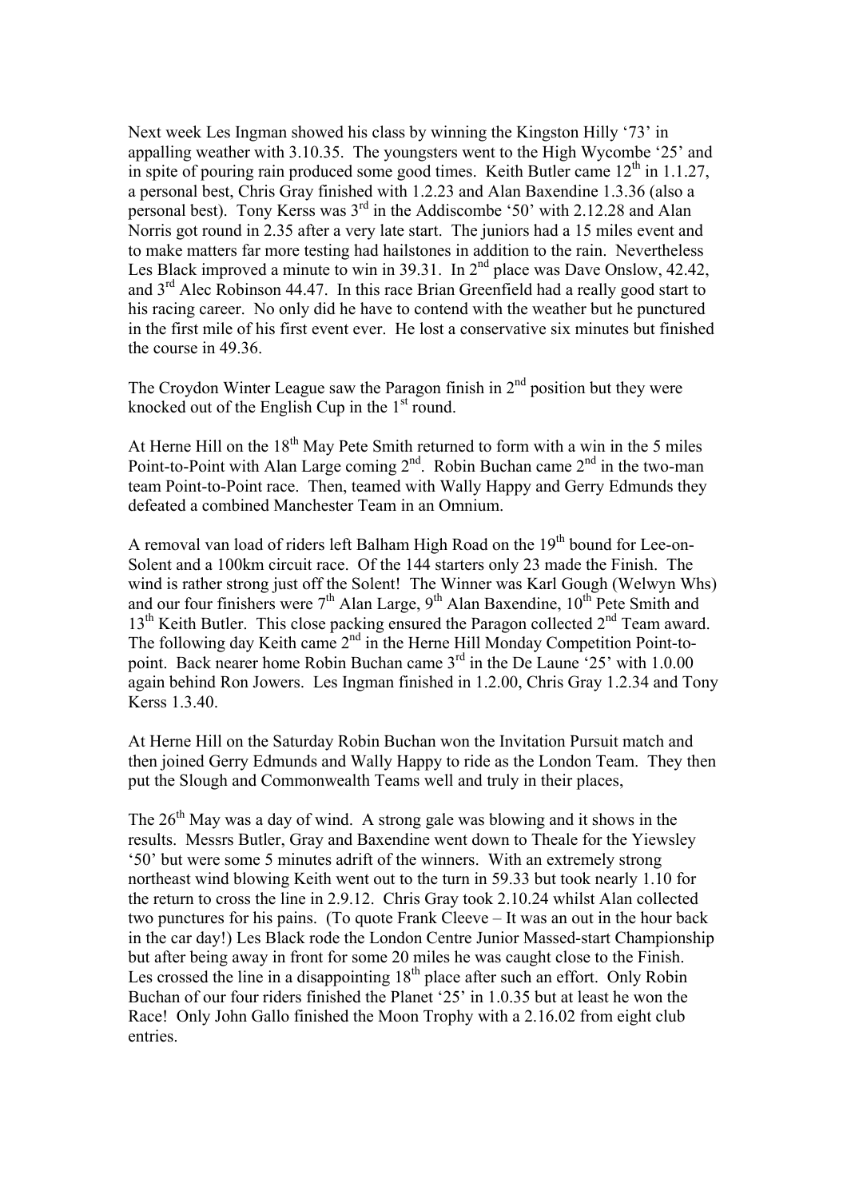Next week Les Ingman showed his class by winning the Kingston Hilly '73' in appalling weather with 3.10.35. The youngsters went to the High Wycombe '25' and in spite of pouring rain produced some good times. Keith Butler came 12th in 1.1.27, a personal best, Chris Gray finished with 1.2.23 and Alan Baxendine 1.3.36 (also a personal best). Tony Kerss was 3rd in the Addiscombe '50' with 2.12.28 and Alan Norris got round in 2.35 after a very late start. The juniors had a 15 miles event and to make matters far more testing had hailstones in addition to the rain. Nevertheless Les Black improved a minute to win in 39.31. In 2nd place was Dave Onslow, 42.42, and 3rd Alec Robinson 44.47. In this race Brian Greenfield had a really good start to his racing career. No only did he have to contend with the weather but he punctured in the first mile of his first event ever. He lost a conservative six minutes but finished the course in 49.36.

The Croydon Winter League saw the Paragon finish in 2nd position but they were knocked out of the English Cup in the 1st round.

At Herne Hill on the 18th May Pete Smith returned to form with a win in the 5 miles Point-to-Point with Alan Large coming 2nd. Robin Buchan came 2nd in the two-man team Point-to-Point race. Then, teamed with Wally Happy and Gerry Edmunds they defeated a combined Manchester Team in an Omnium.

A removal van load of riders left Balham High Road on the 19th bound for Lee-on-Solent and a 100km circuit race. Of the 144 starters only 23 made the Finish. The wind is rather strong just off the Solent! The Winner was Karl Gough (Welwyn Whs) and our four finishers were 7th Alan Large, 9th Alan Baxendine, 10th Pete Smith and 13th Keith Butler. This close packing ensured the Paragon collected 2nd Team award. The following day Keith came 2nd in the Herne Hill Monday Competition Point-to-point. Back nearer home Robin Buchan came 3rd in the De Laune '25' with 1.0.00 again behind Ron Jowers. Les Ingman finished in 1.2.00, Chris Gray 1.2.34 and Tony Kerss 1.3.40.

At Herne Hill on the Saturday Robin Buchan won the Invitation Pursuit match and then joined Gerry Edmunds and Wally Happy to ride as the London Team. They then put the Slough and Commonwealth Teams well and truly in their places,

The 26th May was a day of wind. A strong gale was blowing and it shows in the results. Messrs Butler, Gray and Baxendine went down to Theale for the Yiewsley '50' but were some 5 minutes adrift of the winners. With an extremely strong northeast wind blowing Keith went out to the turn in 59.33 but took nearly 1.10 for the return to cross the line in 2.9.12. Chris Gray took 2.10.24 whilst Alan collected two punctures for his pains. (To quote Frank Cleeve – It was an out in the hour back in the car day!) Les Black rode the London Centre Junior Massed-start Championship but after being away in front for some 20 miles he was caught close to the Finish. Les crossed the line in a disappointing 18th place after such an effort. Only Robin Buchan of our four riders finished the Planet '25' in 1.0.35 but at least he won the Race! Only John Gallo finished the Moon Trophy with a 2.16.02 from eight club entries.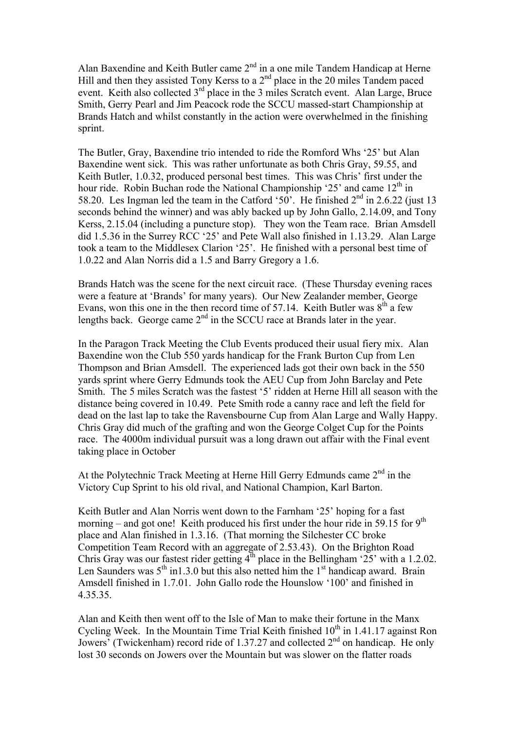Alan Baxendine and Keith Butler came 2nd in a one mile Tandem Handicap at Herne Hill and then they assisted Tony Kerss to a 2nd place in the 20 miles Tandem paced event. Keith also collected 3rd place in the 3 miles Scratch event. Alan Large, Bruce Smith, Gerry Pearl and Jim Peacock rode the SCCU massed-start Championship at Brands Hatch and whilst constantly in the action were overwhelmed in the finishing sprint.

The Butler, Gray, Baxendine trio intended to ride the Romford Whs '25' but Alan Baxendine went sick. This was rather unfortunate as both Chris Gray, 59.55, and Keith Butler, 1.0.32, produced personal best times. This was Chris' first under the hour ride. Robin Buchan rode the National Championship '25' and came 12th in 58.20. Les Ingman led the team in the Catford '50'. He finished 2nd in 2.6.22 (just 13 seconds behind the winner) and was ably backed up by John Gallo, 2.14.09, and Tony Kerss, 2.15.04 (including a puncture stop). They won the Team race. Brian Amsdell did 1.5.36 in the Surrey RCC '25' and Pete Wall also finished in 1.13.29. Alan Large took a team to the Middlesex Clarion '25'. He finished with a personal best time of 1.0.22 and Alan Norris did a 1.5 and Barry Gregory a 1.6.

Brands Hatch was the scene for the next circuit race. (These Thursday evening races were a feature at 'Brands' for many years). Our New Zealander member, George Evans, won this one in the then record time of 57.14. Keith Butler was 8th a few lengths back. George came 2nd in the SCCU race at Brands later in the year.

In the Paragon Track Meeting the Club Events produced their usual fiery mix. Alan Baxendine won the Club 550 yards handicap for the Frank Burton Cup from Len Thompson and Brian Amsdell. The experienced lads got their own back in the 550 yards sprint where Gerry Edmunds took the AEU Cup from John Barclay and Pete Smith. The 5 miles Scratch was the fastest '5' ridden at Herne Hill all season with the distance being covered in 10.49. Pete Smith rode a canny race and left the field for dead on the last lap to take the Ravensbourne Cup from Alan Large and Wally Happy. Chris Gray did much of the grafting and won the George Colget Cup for the Points race. The 4000m individual pursuit was a long drawn out affair with the Final event taking place in October

At the Polytechnic Track Meeting at Herne Hill Gerry Edmunds came 2nd in the Victory Cup Sprint to his old rival, and National Champion, Karl Barton.

Keith Butler and Alan Norris went down to the Farnham '25' hoping for a fast morning – and got one! Keith produced his first under the hour ride in 59.15 for 9th place and Alan finished in 1.3.16. (That morning the Silchester CC broke Competition Team Record with an aggregate of 2.53.43). On the Brighton Road Chris Gray was our fastest rider getting 4th place in the Bellingham '25' with a 1.2.02. Len Saunders was 5th in1.3.0 but this also netted him the 1st handicap award. Brain Amsdell finished in 1.7.01. John Gallo rode the Hounslow '100' and finished in 4.35.35.

Alan and Keith then went off to the Isle of Man to make their fortune in the Manx Cycling Week. In the Mountain Time Trial Keith finished 10th in 1.41.17 against Ron Jowers' (Twickenham) record ride of 1.37.27 and collected 2nd on handicap. He only lost 30 seconds on Jowers over the Mountain but was slower on the flatter roads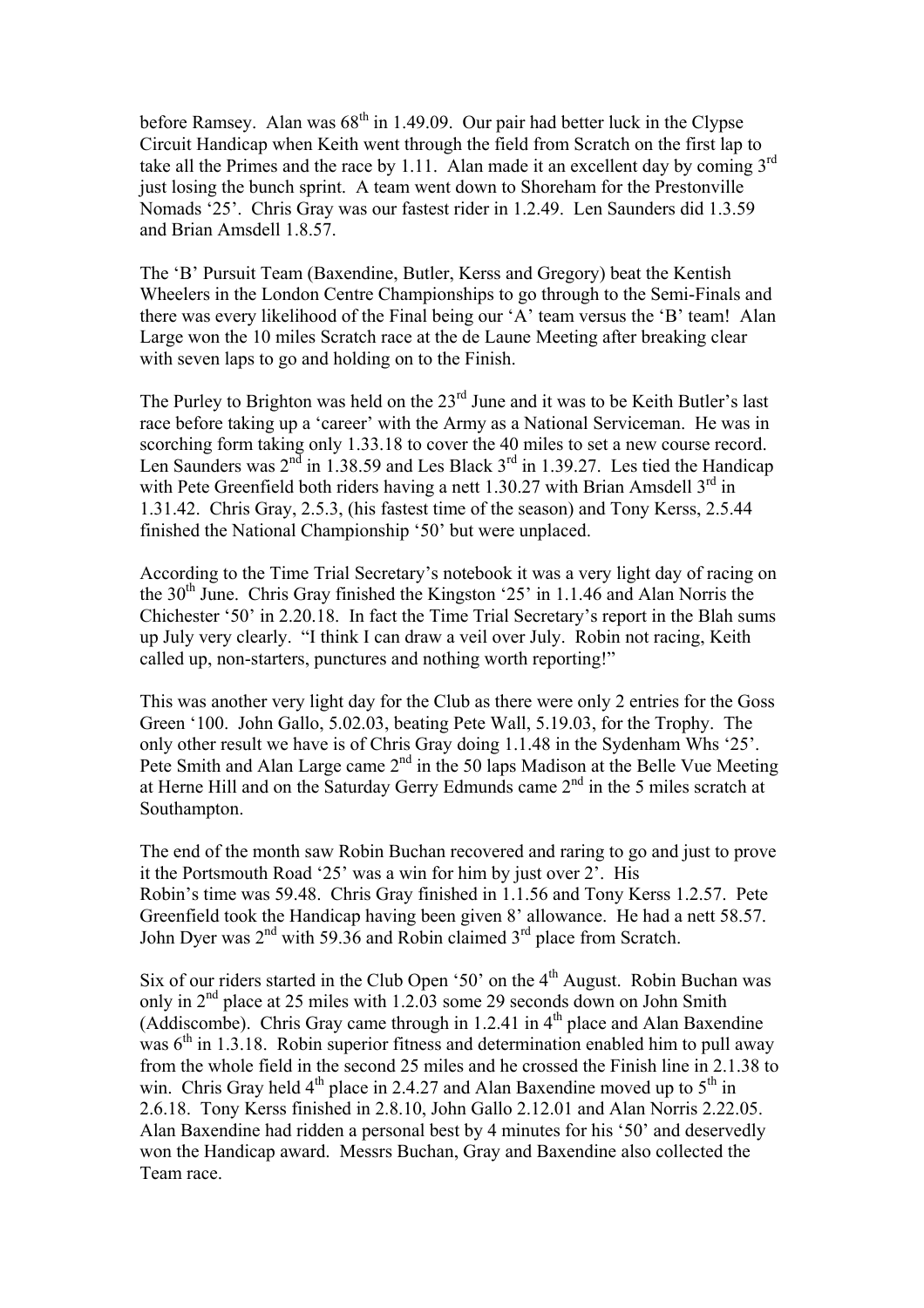before Ramsey. Alan was 68th in 1.49.09. Our pair had better luck in the Clypse Circuit Handicap when Keith went through the field from Scratch on the first lap to take all the Primes and the race by 1.11. Alan made it an excellent day by coming 3rd just losing the bunch sprint. A team went down to Shoreham for the Prestonville Nomads '25'. Chris Gray was our fastest rider in 1.2.49. Len Saunders did 1.3.59 and Brian Amsdell 1.8.57.

The 'B' Pursuit Team (Baxendine, Butler, Kerss and Gregory) beat the Kentish Wheelers in the London Centre Championships to go through to the Semi-Finals and there was every likelihood of the Final being our 'A' team versus the 'B' team! Alan Large won the 10 miles Scratch race at the de Laune Meeting after breaking clear with seven laps to go and holding on to the Finish.

The Purley to Brighton was held on the 23rd June and it was to be Keith Butler's last race before taking up a 'career' with the Army as a National Serviceman. He was in scorching form taking only 1.33.18 to cover the 40 miles to set a new course record. Len Saunders was 2nd in 1.38.59 and Les Black 3rd in 1.39.27. Les tied the Handicap with Pete Greenfield both riders having a nett 1.30.27 with Brian Amsdell 3rd in 1.31.42. Chris Gray, 2.5.3, (his fastest time of the season) and Tony Kerss, 2.5.44 finished the National Championship '50' but were unplaced.

According to the Time Trial Secretary's notebook it was a very light day of racing on the 30th June. Chris Gray finished the Kingston '25' in 1.1.46 and Alan Norris the Chichester '50' in 2.20.18. In fact the Time Trial Secretary's report in the Blah sums up July very clearly. "I think I can draw a veil over July. Robin not racing, Keith called up, non-starters, punctures and nothing worth reporting!"

This was another very light day for the Club as there were only 2 entries for the Goss Green '100. John Gallo, 5.02.03, beating Pete Wall, 5.19.03, for the Trophy. The only other result we have is of Chris Gray doing 1.1.48 in the Sydenham Whs '25'. Pete Smith and Alan Large came 2nd in the 50 laps Madison at the Belle Vue Meeting at Herne Hill and on the Saturday Gerry Edmunds came 2nd in the 5 miles scratch at Southampton.

The end of the month saw Robin Buchan recovered and raring to go and just to prove it the Portsmouth Road '25' was a win for him by just over 2'. His
Robin's time was 59.48. Chris Gray finished in 1.1.56 and Tony Kerss 1.2.57. Pete Greenfield took the Handicap having been given 8' allowance. He had a nett 58.57. John Dyer was 2nd with 59.36 and Robin claimed 3rd place from Scratch.

Six of our riders started in the Club Open '50' on the 4th August. Robin Buchan was only in 2nd place at 25 miles with 1.2.03 some 29 seconds down on John Smith (Addiscombe). Chris Gray came through in 1.2.41 in 4th place and Alan Baxendine was 6th in 1.3.18. Robin superior fitness and determination enabled him to pull away from the whole field in the second 25 miles and he crossed the Finish line in 2.1.38 to win. Chris Gray held 4th place in 2.4.27 and Alan Baxendine moved up to 5th in 2.6.18. Tony Kerss finished in 2.8.10, John Gallo 2.12.01 and Alan Norris 2.22.05. Alan Baxendine had ridden a personal best by 4 minutes for his '50' and deservedly won the Handicap award. Messrs Buchan, Gray and Baxendine also collected the Team race.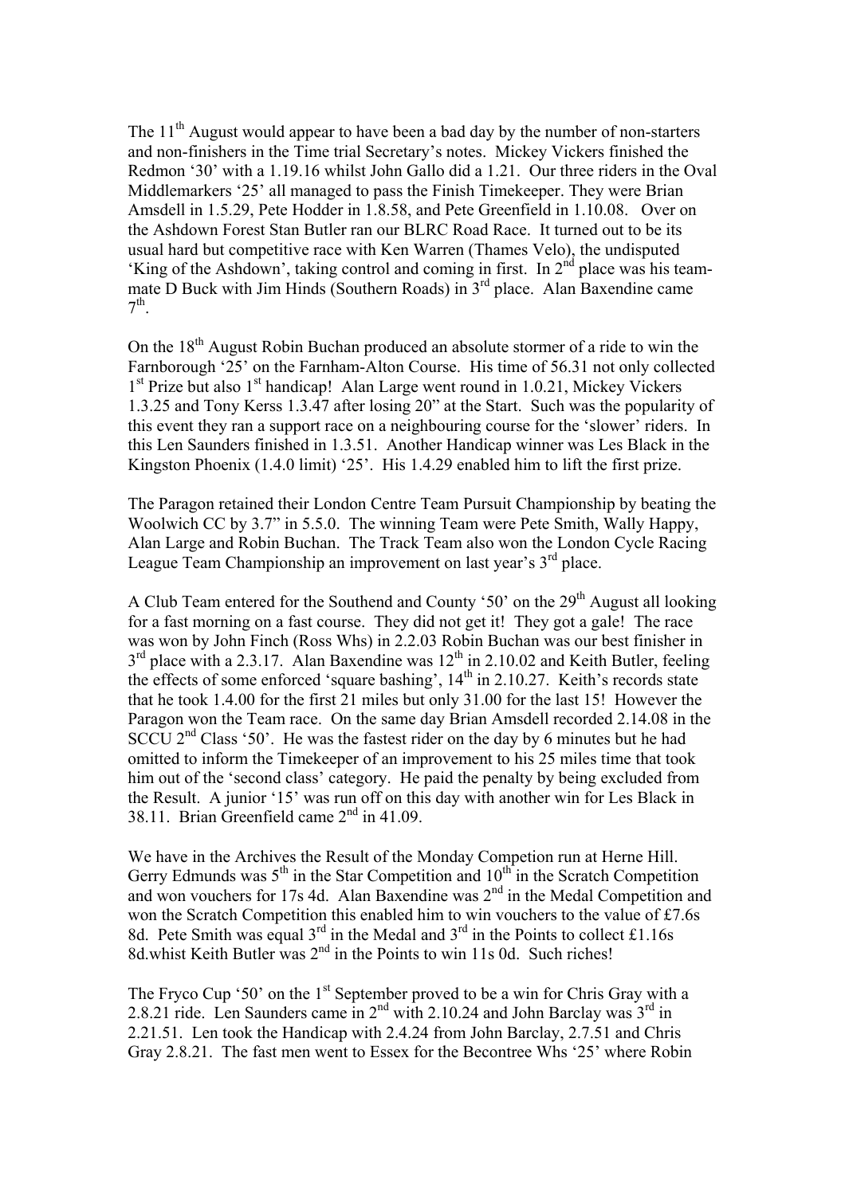The 11th August would appear to have been a bad day by the number of non-starters and non-finishers in the Time trial Secretary's notes. Mickey Vickers finished the Redmon '30' with a 1.19.16 whilst John Gallo did a 1.21. Our three riders in the Oval Middlemarkers '25' all managed to pass the Finish Timekeeper. They were Brian Amsdell in 1.5.29, Pete Hodder in 1.8.58, and Pete Greenfield in 1.10.08. Over on the Ashdown Forest Stan Butler ran our BLRC Road Race. It turned out to be its usual hard but competitive race with Ken Warren (Thames Velo), the undisputed 'King of the Ashdown', taking control and coming in first. In 2nd place was his team-mate D Buck with Jim Hinds (Southern Roads) in 3rd place. Alan Baxendine came 7th.

On the 18th August Robin Buchan produced an absolute stormer of a ride to win the Farnborough '25' on the Farnham-Alton Course. His time of 56.31 not only collected 1st Prize but also 1st handicap! Alan Large went round in 1.0.21, Mickey Vickers 1.3.25 and Tony Kerss 1.3.47 after losing 20" at the Start. Such was the popularity of this event they ran a support race on a neighbouring course for the 'slower' riders. In this Len Saunders finished in 1.3.51. Another Handicap winner was Les Black in the Kingston Phoenix (1.4.0 limit) '25'. His 1.4.29 enabled him to lift the first prize.

The Paragon retained their London Centre Team Pursuit Championship by beating the Woolwich CC by 3.7" in 5.5.0. The winning Team were Pete Smith, Wally Happy, Alan Large and Robin Buchan. The Track Team also won the London Cycle Racing League Team Championship an improvement on last year's 3rd place.

A Club Team entered for the Southend and County '50' on the 29th August all looking for a fast morning on a fast course. They did not get it! They got a gale! The race was won by John Finch (Ross Whs) in 2.2.03 Robin Buchan was our best finisher in 3rd place with a 2.3.17. Alan Baxendine was 12th in 2.10.02 and Keith Butler, feeling the effects of some enforced 'square bashing', 14th in 2.10.27. Keith's records state that he took 1.4.00 for the first 21 miles but only 31.00 for the last 15! However the Paragon won the Team race. On the same day Brian Amsdell recorded 2.14.08 in the SCCU 2nd Class '50'. He was the fastest rider on the day by 6 minutes but he had omitted to inform the Timekeeper of an improvement to his 25 miles time that took him out of the 'second class' category. He paid the penalty by being excluded from the Result. A junior '15' was run off on this day with another win for Les Black in 38.11. Brian Greenfield came 2nd in 41.09.

We have in the Archives the Result of the Monday Competion run at Herne Hill. Gerry Edmunds was 5th in the Star Competition and 10th in the Scratch Competition and won vouchers for 17s 4d. Alan Baxendine was 2nd in the Medal Competition and won the Scratch Competition this enabled him to win vouchers to the value of £7.6s 8d. Pete Smith was equal 3rd in the Medal and 3rd in the Points to collect £1.16s 8d.whist Keith Butler was 2nd in the Points to win 11s 0d. Such riches!

The Fryco Cup '50' on the 1st September proved to be a win for Chris Gray with a 2.8.21 ride. Len Saunders came in 2nd with 2.10.24 and John Barclay was 3rd in 2.21.51. Len took the Handicap with 2.4.24 from John Barclay, 2.7.51 and Chris Gray 2.8.21. The fast men went to Essex for the Becontree Whs '25' where Robin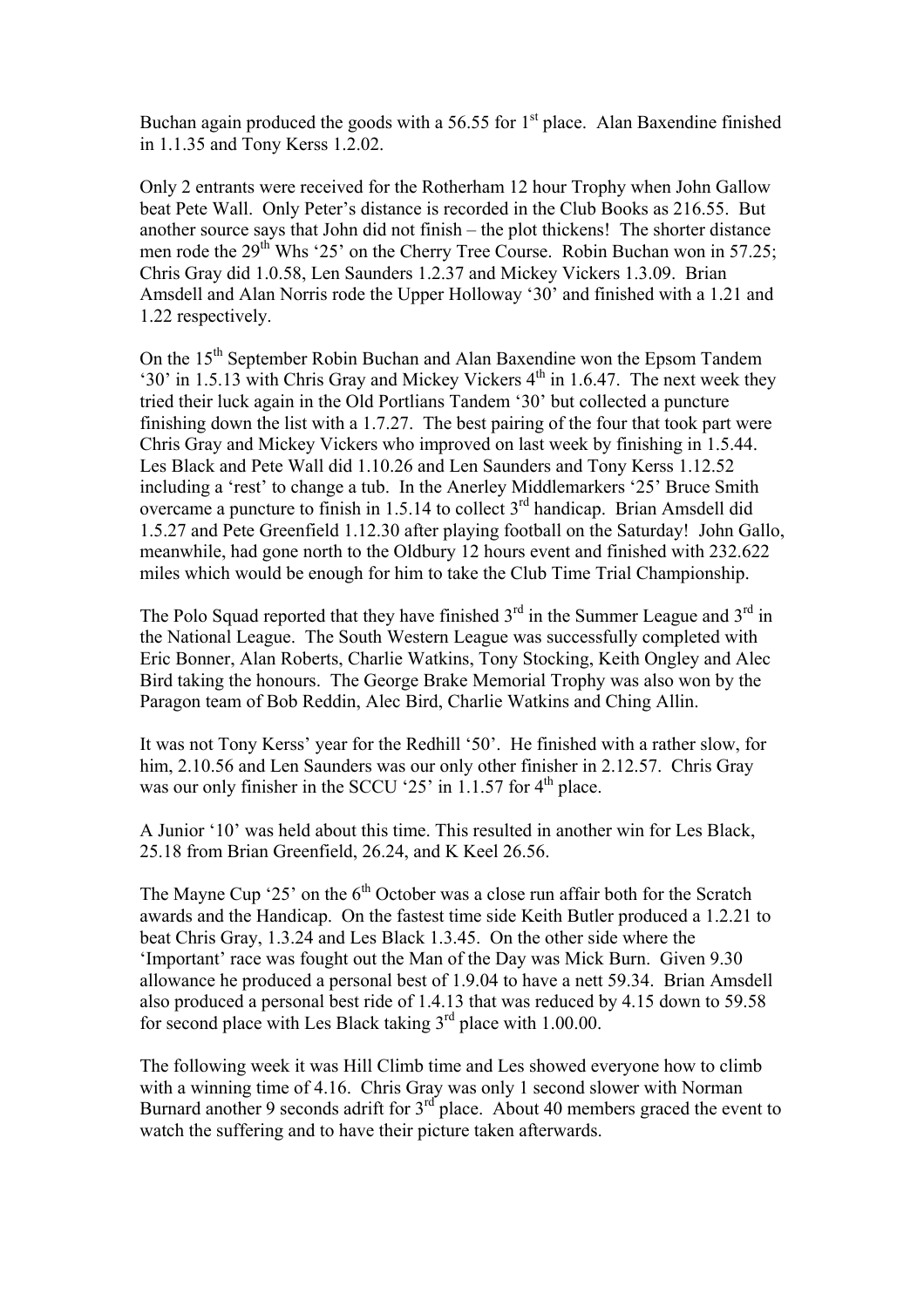Buchan again produced the goods with a 56.55 for 1st place. Alan Baxendine finished in 1.1.35 and Tony Kerss 1.2.02.

Only 2 entrants were received for the Rotherham 12 hour Trophy when John Gallow beat Pete Wall. Only Peter's distance is recorded in the Club Books as 216.55. But another source says that John did not finish – the plot thickens! The shorter distance men rode the 29th Whs '25' on the Cherry Tree Course. Robin Buchan won in 57.25; Chris Gray did 1.0.58, Len Saunders 1.2.37 and Mickey Vickers 1.3.09. Brian Amsdell and Alan Norris rode the Upper Holloway '30' and finished with a 1.21 and 1.22 respectively.

On the 15th September Robin Buchan and Alan Baxendine won the Epsom Tandem '30' in 1.5.13 with Chris Gray and Mickey Vickers 4th in 1.6.47. The next week they tried their luck again in the Old Portlians Tandem '30' but collected a puncture finishing down the list with a 1.7.27. The best pairing of the four that took part were Chris Gray and Mickey Vickers who improved on last week by finishing in 1.5.44. Les Black and Pete Wall did 1.10.26 and Len Saunders and Tony Kerss 1.12.52 including a 'rest' to change a tub. In the Anerley Middlemarkers '25' Bruce Smith overcame a puncture to finish in 1.5.14 to collect 3rd handicap. Brian Amsdell did 1.5.27 and Pete Greenfield 1.12.30 after playing football on the Saturday! John Gallo, meanwhile, had gone north to the Oldbury 12 hours event and finished with 232.622 miles which would be enough for him to take the Club Time Trial Championship.

The Polo Squad reported that they have finished 3rd in the Summer League and 3rd in the National League. The South Western League was successfully completed with Eric Bonner, Alan Roberts, Charlie Watkins, Tony Stocking, Keith Ongley and Alec Bird taking the honours. The George Brake Memorial Trophy was also won by the Paragon team of Bob Reddin, Alec Bird, Charlie Watkins and Ching Allin.

It was not Tony Kerss' year for the Redhill '50'. He finished with a rather slow, for him, 2.10.56 and Len Saunders was our only other finisher in 2.12.57. Chris Gray was our only finisher in the SCCU '25' in 1.1.57 for 4th place.

A Junior '10' was held about this time. This resulted in another win for Les Black, 25.18 from Brian Greenfield, 26.24, and K Keel 26.56.

The Mayne Cup '25' on the 6th October was a close run affair both for the Scratch awards and the Handicap. On the fastest time side Keith Butler produced a 1.2.21 to beat Chris Gray, 1.3.24 and Les Black 1.3.45. On the other side where the 'Important' race was fought out the Man of the Day was Mick Burn. Given 9.30 allowance he produced a personal best of 1.9.04 to have a nett 59.34. Brian Amsdell also produced a personal best ride of 1.4.13 that was reduced by 4.15 down to 59.58 for second place with Les Black taking 3rd place with 1.00.00.

The following week it was Hill Climb time and Les showed everyone how to climb with a winning time of 4.16. Chris Gray was only 1 second slower with Norman Burnard another 9 seconds adrift for 3rd place. About 40 members graced the event to watch the suffering and to have their picture taken afterwards.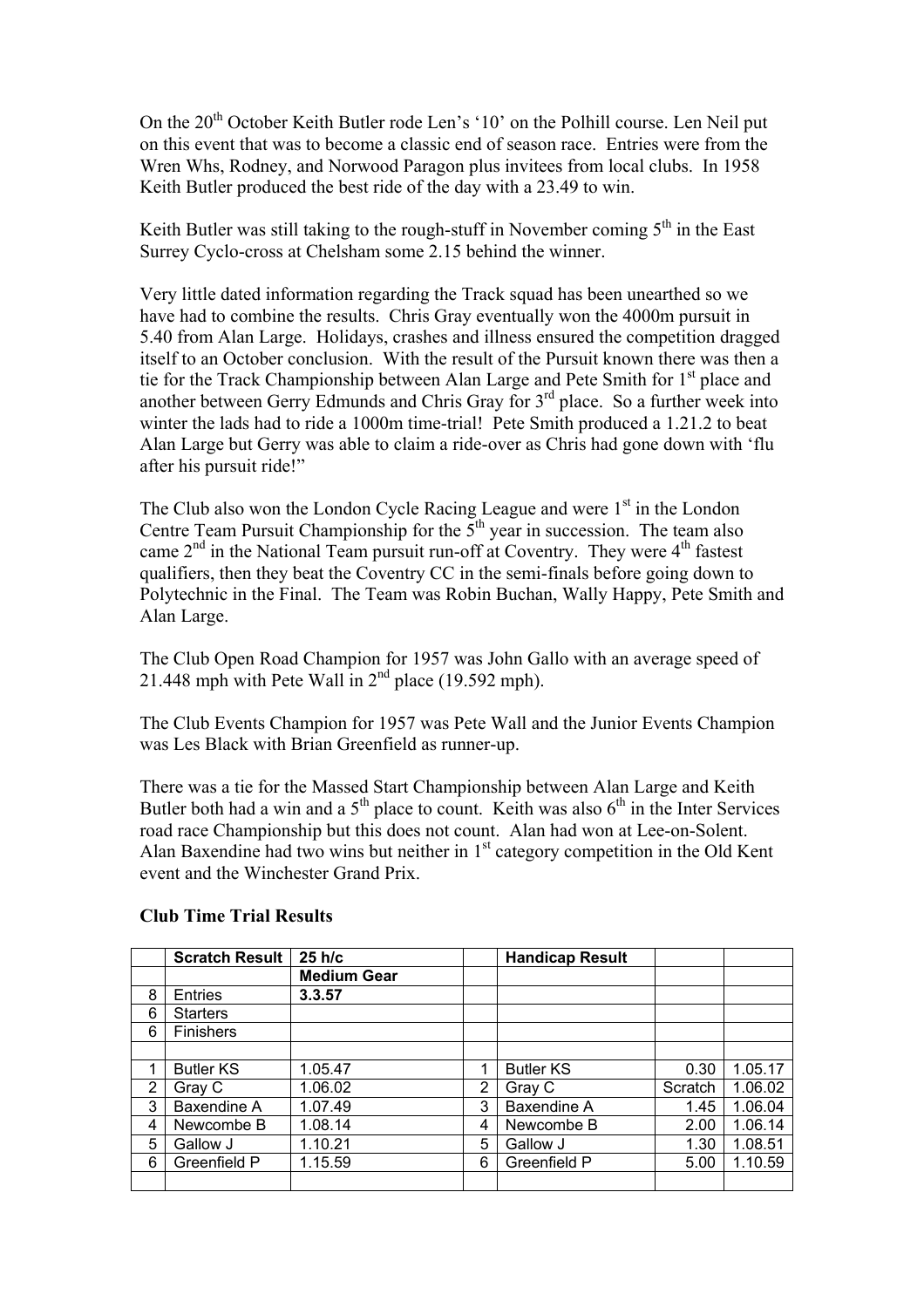On the 20th October Keith Butler rode Len's '10' on the Polhill course. Len Neil put on this event that was to become a classic end of season race. Entries were from the Wren Whs, Rodney, and Norwood Paragon plus invitees from local clubs. In 1958 Keith Butler produced the best ride of the day with a 23.49 to win.

Keith Butler was still taking to the rough-stuff in November coming 5th in the East Surrey Cyclo-cross at Chelsham some 2.15 behind the winner.

Very little dated information regarding the Track squad has been unearthed so we have had to combine the results. Chris Gray eventually won the 4000m pursuit in 5.40 from Alan Large. Holidays, crashes and illness ensured the competition dragged itself to an October conclusion. With the result of the Pursuit known there was then a tie for the Track Championship between Alan Large and Pete Smith for 1st place and another between Gerry Edmunds and Chris Gray for 3rd place. So a further week into winter the lads had to ride a 1000m time-trial! Pete Smith produced a 1.21.2 to beat Alan Large but Gerry was able to claim a ride-over as Chris had gone down with 'flu after his pursuit ride!"

The Club also won the London Cycle Racing League and were 1st in the London Centre Team Pursuit Championship for the 5th year in succession. The team also came 2nd in the National Team pursuit run-off at Coventry. They were 4th fastest qualifiers, then they beat the Coventry CC in the semi-finals before going down to Polytechnic in the Final. The Team was Robin Buchan, Wally Happy, Pete Smith and Alan Large.

The Club Open Road Champion for 1957 was John Gallo with an average speed of 21.448 mph with Pete Wall in 2nd place (19.592 mph).

The Club Events Champion for 1957 was Pete Wall and the Junior Events Champion was Les Black with Brian Greenfield as runner-up.

There was a tie for the Massed Start Championship between Alan Large and Keith Butler both had a win and a 5th place to count. Keith was also 6th in the Inter Services road race Championship but this does not count. Alan had won at Lee-on-Solent. Alan Baxendine had two wins but neither in 1st category competition in the Old Kent event and the Winchester Grand Prix.

**Club Time Trial Results**

| | **Scratch Result** | **25 h/c** | | **Handicap Result** | | |
|---|---|---|---|---|---|---|
| | | **Medium Gear** | | | | |
| 8 | Entries | **3.3.57** | | | | |
| 6 | Starters | | | | | |
| 6 | Finishers | | | | | |
| | | | | | | |
| 1 | Butler KS | 1.05.47 | 1 | Butler KS | 0.30 | 1.05.17 |
| 2 | Gray C | 1.06.02 | 2 | Gray C | Scratch | 1.06.02 |
| 3 | Baxendine A | 1.07.49 | 3 | Baxendine A | 1.45 | 1.06.04 |
| 4 | Newcombe B | 1.08.14 | 4 | Newcombe B | 2.00 | 1.06.14 |
| 5 | Gallow J | 1.10.21 | 5 | Gallow J | 1.30 | 1.08.51 |
| 6 | Greenfield P | 1.15.59 | 6 | Greenfield P | 5.00 | 1.10.59 |
| | | | | | | |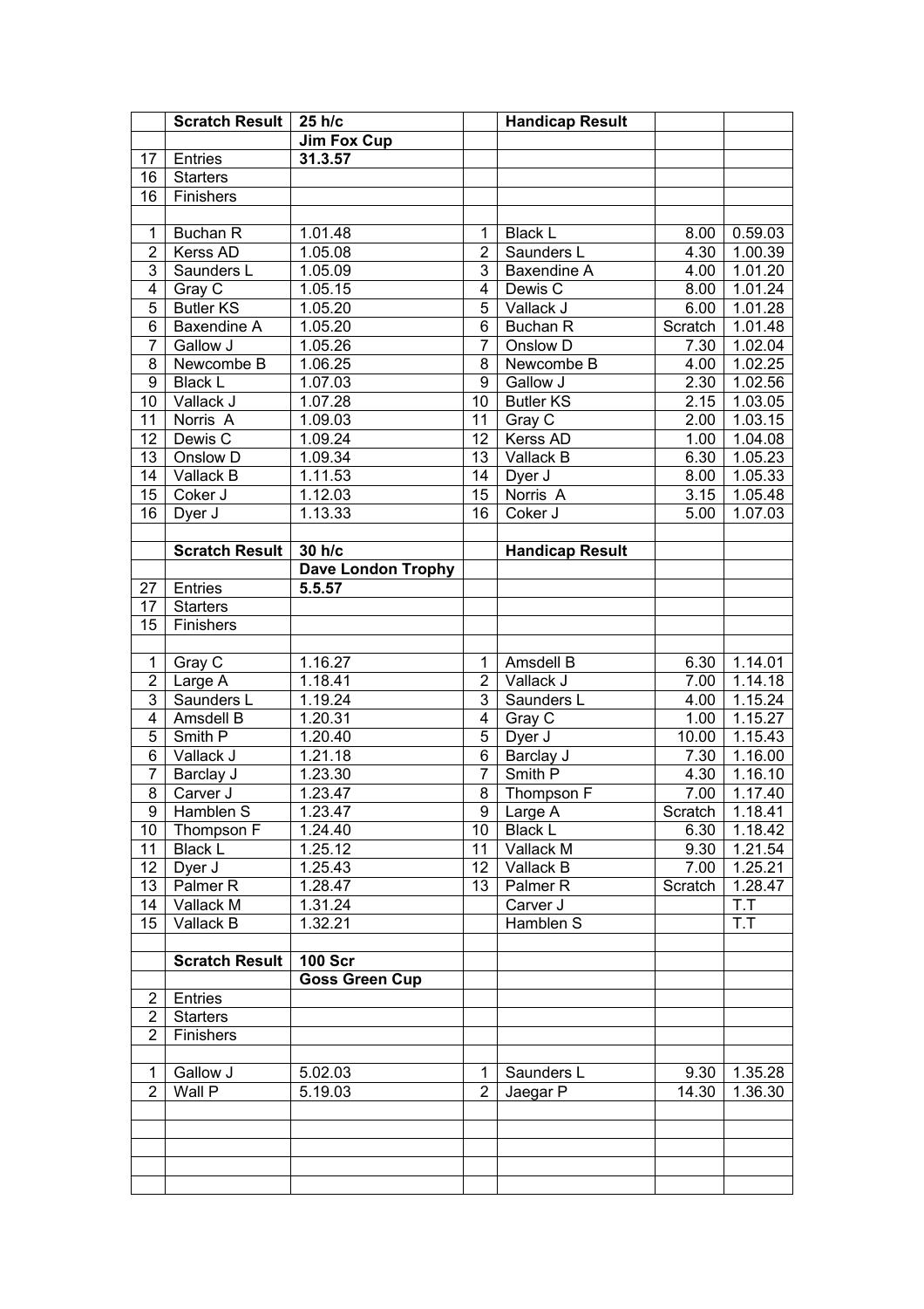| | Scratch Result | 25 h/c | | Handicap Result | | |
|---|---|---|---|---|---|---|
| | | Jim Fox Cup | | | | |
| 17 | Entries | 31.3.57 | | | | |
| 16 | Starters | | | | | |
| 16 | Finishers | | | | | |
| | | | | | | |
| 1 | Buchan R | 1.01.48 | 1 | Black L | 8.00 | 0.59.03 |
| 2 | Kerss AD | 1.05.08 | 2 | Saunders L | 4.30 | 1.00.39 |
| 3 | Saunders L | 1.05.09 | 3 | Baxendine A | 4.00 | 1.01.20 |
| 4 | Gray C | 1.05.15 | 4 | Dewis C | 8.00 | 1.01.24 |
| 5 | Butler KS | 1.05.20 | 5 | Vallack J | 6.00 | 1.01.28 |
| 6 | Baxendine A | 1.05.20 | 6 | Buchan R | Scratch | 1.01.48 |
| 7 | Gallow J | 1.05.26 | 7 | Onslow D | 7.30 | 1.02.04 |
| 8 | Newcombe B | 1.06.25 | 8 | Newcombe B | 4.00 | 1.02.25 |
| 9 | Black L | 1.07.03 | 9 | Gallow J | 2.30 | 1.02.56 |
| 10 | Vallack J | 1.07.28 | 10 | Butler KS | 2.15 | 1.03.05 |
| 11 | Norris A | 1.09.03 | 11 | Gray C | 2.00 | 1.03.15 |
| 12 | Dewis C | 1.09.24 | 12 | Kerss AD | 1.00 | 1.04.08 |
| 13 | Onslow D | 1.09.34 | 13 | Vallack B | 6.30 | 1.05.23 |
| 14 | Vallack B | 1.11.53 | 14 | Dyer J | 8.00 | 1.05.33 |
| 15 | Coker J | 1.12.03 | 15 | Norris A | 3.15 | 1.05.48 |
| 16 | Dyer J | 1.13.33 | 16 | Coker J | 5.00 | 1.07.03 |
| | | | | | | |
| | Scratch Result | 30 h/c | | Handicap Result | | |
| | | Dave London Trophy | | | | |
| 27 | Entries | 5.5.57 | | | | |
| 17 | Starters | | | | | |
| 15 | Finishers | | | | | |
| | | | | | | |
| 1 | Gray C | 1.16.27 | 1 | Amsdell B | 6.30 | 1.14.01 |
| 2 | Large A | 1.18.41 | 2 | Vallack J | 7.00 | 1.14.18 |
| 3 | Saunders L | 1.19.24 | 3 | Saunders L | 4.00 | 1.15.24 |
| 4 | Amsdell B | 1.20.31 | 4 | Gray C | 1.00 | 1.15.27 |
| 5 | Smith P | 1.20.40 | 5 | Dyer J | 10.00 | 1.15.43 |
| 6 | Vallack J | 1.21.18 | 6 | Barclay J | 7.30 | 1.16.00 |
| 7 | Barclay J | 1.23.30 | 7 | Smith P | 4.30 | 1.16.10 |
| 8 | Carver J | 1.23.47 | 8 | Thompson F | 7.00 | 1.17.40 |
| 9 | Hamblen S | 1.23.47 | 9 | Large A | Scratch | 1.18.41 |
| 10 | Thompson F | 1.24.40 | 10 | Black L | 6.30 | 1.18.42 |
| 11 | Black L | 1.25.12 | 11 | Vallack M | 9.30 | 1.21.54 |
| 12 | Dyer J | 1.25.43 | 12 | Vallack B | 7.00 | 1.25.21 |
| 13 | Palmer R | 1.28.47 | 13 | Palmer R | Scratch | 1.28.47 |
| 14 | Vallack M | 1.31.24 | | Carver J | | T.T |
| 15 | Vallack B | 1.32.21 | | Hamblen S | | T.T |
| | | | | | | |
| | Scratch Result | 100 Scr | | | | |
| | | Goss Green Cup | | | | |
| 2 | Entries | | | | | |
| 2 | Starters | | | | | |
| 2 | Finishers | | | | | |
| | | | | | | |
| 1 | Gallow J | 5.02.03 | 1 | Saunders L | 9.30 | 1.35.28 |
| 2 | Wall P | 5.19.03 | 2 | Jaegar P | 14.30 | 1.36.30 |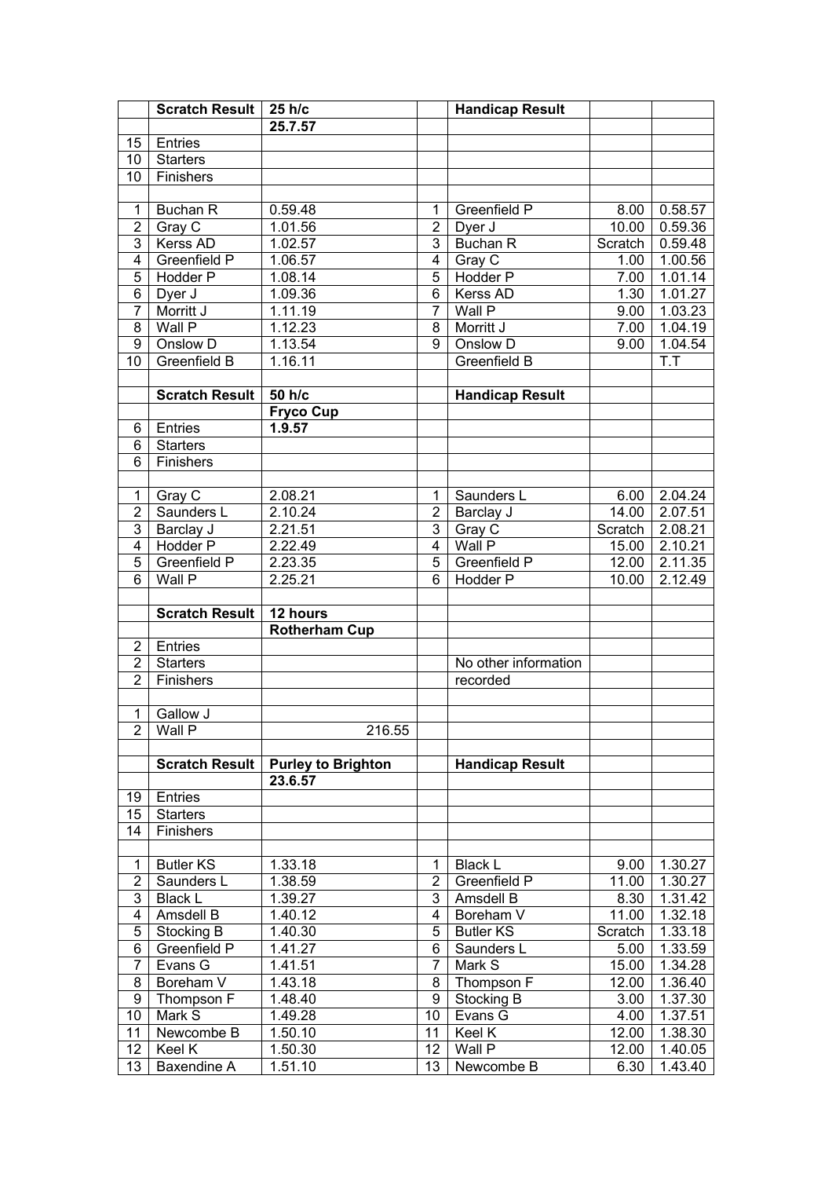| | Scratch Result | 25 h/c | | Handicap Result | | |
|---|---|---|---|---|---|---|
| | | 25.7.57 | | | | |
| 15 | Entries | | | | | |
| 10 | Starters | | | | | |
| 10 | Finishers | | | | | |
| | | | | | | |
| 1 | Buchan R | 0.59.48 | 1 | Greenfield P | 8.00 | 0.58.57 |
| 2 | Gray C | 1.01.56 | 2 | Dyer J | 10.00 | 0.59.36 |
| 3 | Kerss AD | 1.02.57 | 3 | Buchan R | Scratch | 0.59.48 |
| 4 | Greenfield P | 1.06.57 | 4 | Gray C | 1.00 | 1.00.56 |
| 5 | Hodder P | 1.08.14 | 5 | Hodder P | 7.00 | 1.01.14 |
| 6 | Dyer J | 1.09.36 | 6 | Kerss AD | 1.30 | 1.01.27 |
| 7 | Morritt J | 1.11.19 | 7 | Wall P | 9.00 | 1.03.23 |
| 8 | Wall P | 1.12.23 | 8 | Morritt J | 7.00 | 1.04.19 |
| 9 | Onslow D | 1.13.54 | 9 | Onslow D | 9.00 | 1.04.54 |
| 10 | Greenfield B | 1.16.11 | | Greenfield B | | T.T |
| | | | | | | |
| | Scratch Result | 50 h/c | | Handicap Result | | |
| | | Fryco Cup | | | | |
| 6 | Entries | 1.9.57 | | | | |
| 6 | Starters | | | | | |
| 6 | Finishers | | | | | |
| | | | | | | |
| 1 | Gray C | 2.08.21 | 1 | Saunders L | 6.00 | 2.04.24 |
| 2 | Saunders L | 2.10.24 | 2 | Barclay J | 14.00 | 2.07.51 |
| 3 | Barclay J | 2.21.51 | 3 | Gray C | Scratch | 2.08.21 |
| 4 | Hodder P | 2.22.49 | 4 | Wall P | 15.00 | 2.10.21 |
| 5 | Greenfield P | 2.23.35 | 5 | Greenfield P | 12.00 | 2.11.35 |
| 6 | Wall P | 2.25.21 | 6 | Hodder P | 10.00 | 2.12.49 |
| | | | | | | |
| | Scratch Result | 12 hours | | | | |
| | | Rotherham Cup | | | | |
| 2 | Entries | | | | | |
| 2 | Starters | | | No other information | | |
| 2 | Finishers | | | recorded | | |
| | | | | | | |
| 1 | Gallow J | | | | | |
| 2 | Wall P | 216.55 | | | | |
| | | | | | | |
| | Scratch Result | Purley to Brighton | | Handicap Result | | |
| | | 23.6.57 | | | | |
| 19 | Entries | | | | | |
| 15 | Starters | | | | | |
| 14 | Finishers | | | | | |
| | | | | | | |
| 1 | Butler KS | 1.33.18 | 1 | Black L | 9.00 | 1.30.27 |
| 2 | Saunders L | 1.38.59 | 2 | Greenfield P | 11.00 | 1.30.27 |
| 3 | Black L | 1.39.27 | 3 | Amsdell B | 8.30 | 1.31.42 |
| 4 | Amsdell B | 1.40.12 | 4 | Boreham V | 11.00 | 1.32.18 |
| 5 | Stocking B | 1.40.30 | 5 | Butler KS | Scratch | 1.33.18 |
| 6 | Greenfield P | 1.41.27 | 6 | Saunders L | 5.00 | 1.33.59 |
| 7 | Evans G | 1.41.51 | 7 | Mark S | 15.00 | 1.34.28 |
| 8 | Boreham V | 1.43.18 | 8 | Thompson F | 12.00 | 1.36.40 |
| 9 | Thompson F | 1.48.40 | 9 | Stocking B | 3.00 | 1.37.30 |
| 10 | Mark S | 1.49.28 | 10 | Evans G | 4.00 | 1.37.51 |
| 11 | Newcombe B | 1.50.10 | 11 | Keel K | 12.00 | 1.38.30 |
| 12 | Keel K | 1.50.30 | 12 | Wall P | 12.00 | 1.40.05 |
| 13 | Baxendine A | 1.51.10 | 13 | Newcombe B | 6.30 | 1.43.40 |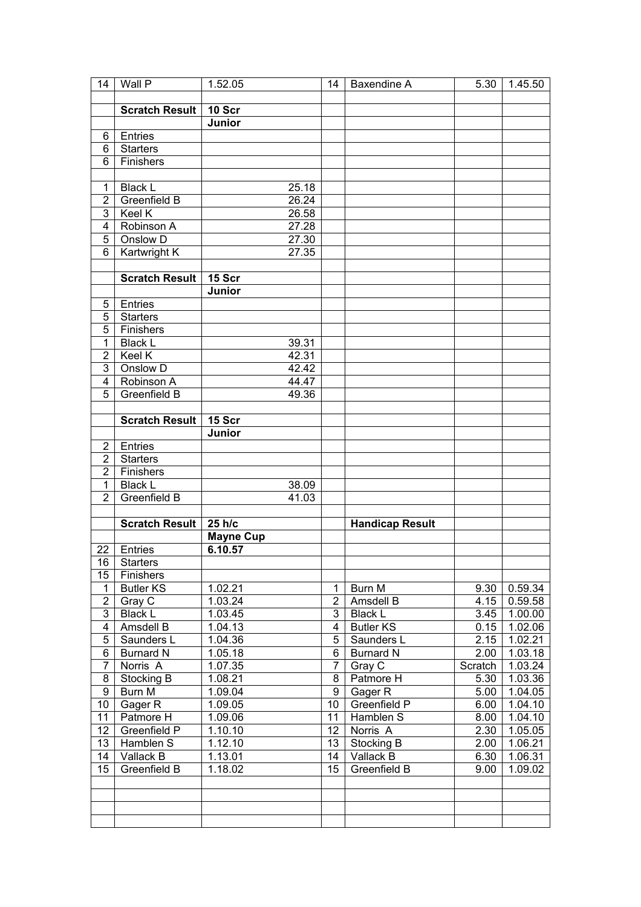| | | | | | | |
|---|---|---|---|---|---|---|
| 14 | Wall P | 1.52.05 | 14 | Baxendine A | 5.30 | 1.45.50 |
| | | | | | | |
| | **Scratch Result** | **10 Scr** | | | | |
| | | **Junior** | | | | |
| 6 | Entries | | | | | |
| 6 | Starters | | | | | |
| 6 | Finishers | | | | | |
| | | | | | | |
| 1 | Black L | 25.18 | | | | |
| 2 | Greenfield B | 26.24 | | | | |
| 3 | Keel K | 26.58 | | | | |
| 4 | Robinson A | 27.28 | | | | |
| 5 | Onslow D | 27.30 | | | | |
| 6 | Kartwright K | 27.35 | | | | |
| | | | | | | |
| | **Scratch Result** | **15 Scr** | | | | |
| | | **Junior** | | | | |
| 5 | Entries | | | | | |
| 5 | Starters | | | | | |
| 5 | Finishers | | | | | |
| 1 | Black L | 39.31 | | | | |
| 2 | Keel K | 42.31 | | | | |
| 3 | Onslow D | 42.42 | | | | |
| 4 | Robinson A | 44.47 | | | | |
| 5 | Greenfield B | 49.36 | | | | |
| | | | | | | |
| | **Scratch Result** | **15 Scr** | | | | |
| | | **Junior** | | | | |
| 2 | Entries | | | | | |
| 2 | Starters | | | | | |
| 2 | Finishers | | | | | |
| 1 | Black L | 38.09 | | | | |
| 2 | Greenfield B | 41.03 | | | | |
| | | | | | | |
| | **Scratch Result** | **25 h/c** | | **Handicap Result** | | |
| | | **Mayne Cup** | | | | |
| 22 | Entries | **6.10.57** | | | | |
| 16 | Starters | | | | | |
| 15 | Finishers | | | | | |
| 1 | Butler KS | 1.02.21 | 1 | Burn M | 9.30 | 0.59.34 |
| 2 | Gray C | 1.03.24 | 2 | Amsdell B | 4.15 | 0.59.58 |
| 3 | Black L | 1.03.45 | 3 | Black L | 3.45 | 1.00.00 |
| 4 | Amsdell B | 1.04.13 | 4 | Butler KS | 0.15 | 1.02.06 |
| 5 | Saunders L | 1.04.36 | 5 | Saunders L | 2.15 | 1.02.21 |
| 6 | Burnard N | 1.05.18 | 6 | Burnard N | 2.00 | 1.03.18 |
| 7 | Norris A | 1.07.35 | 7 | Gray C | Scratch | 1.03.24 |
| 8 | Stocking B | 1.08.21 | 8 | Patmore H | 5.30 | 1.03.36 |
| 9 | Burn M | 1.09.04 | 9 | Gager R | 5.00 | 1.04.05 |
| 10 | Gager R | 1.09.05 | 10 | Greenfield P | 6.00 | 1.04.10 |
| 11 | Patmore H | 1.09.06 | 11 | Hamblen S | 8.00 | 1.04.10 |
| 12 | Greenfield P | 1.10.10 | 12 | Norris A | 2.30 | 1.05.05 |
| 13 | Hamblen S | 1.12.10 | 13 | Stocking B | 2.00 | 1.06.21 |
| 14 | Vallack B | 1.13.01 | 14 | Vallack B | 6.30 | 1.06.31 |
| 15 | Greenfield B | 1.18.02 | 15 | Greenfield B | 9.00 | 1.09.02 |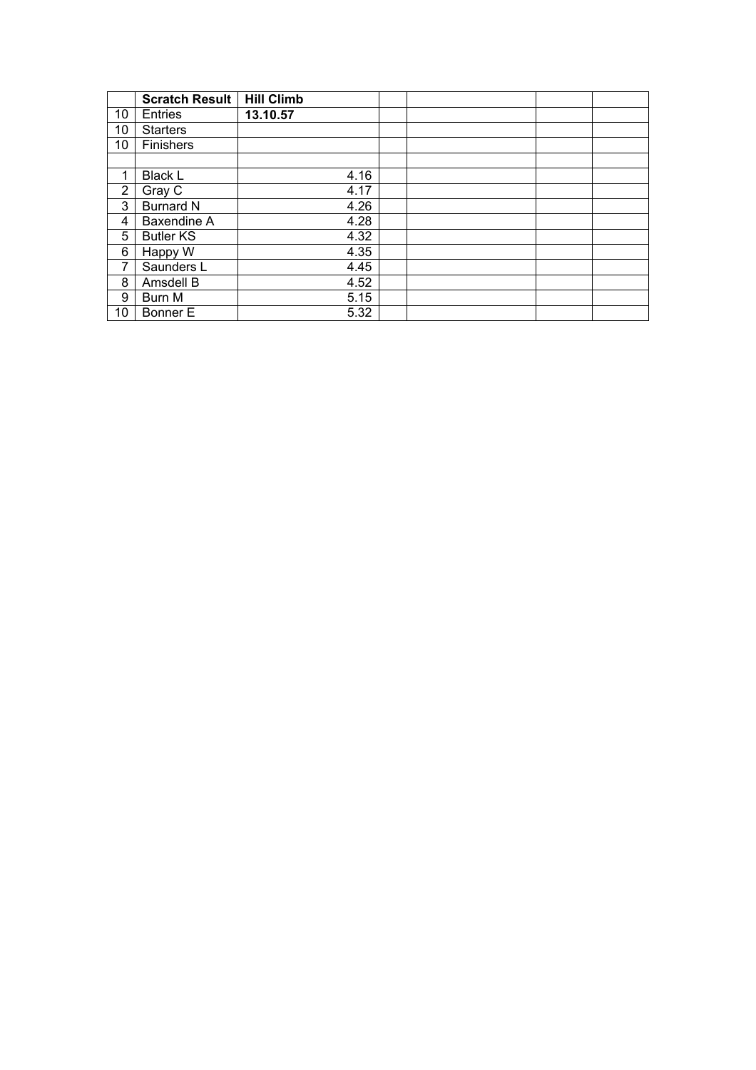| | Scratch Result | Hill Climb | | | | |
|---|---|---|---|---|---|---|
| 10 | Entries | **13.10.57** | | | | |
| 10 | Starters | | | | | |
| 10 | Finishers | | | | | |
| | | | | | | |
| 1 | Black L | 4.16 | | | | |
| 2 | Gray C | 4.17 | | | | |
| 3 | Burnard N | 4.26 | | | | |
| 4 | Baxendine A | 4.28 | | | | |
| 5 | Butler KS | 4.32 | | | | |
| 6 | Happy W | 4.35 | | | | |
| 7 | Saunders L | 4.45 | | | | |
| 8 | Amsdell B | 4.52 | | | | |
| 9 | Burn M | 5.15 | | | | |
| 10 | Bonner E | 5.32 | | | | |